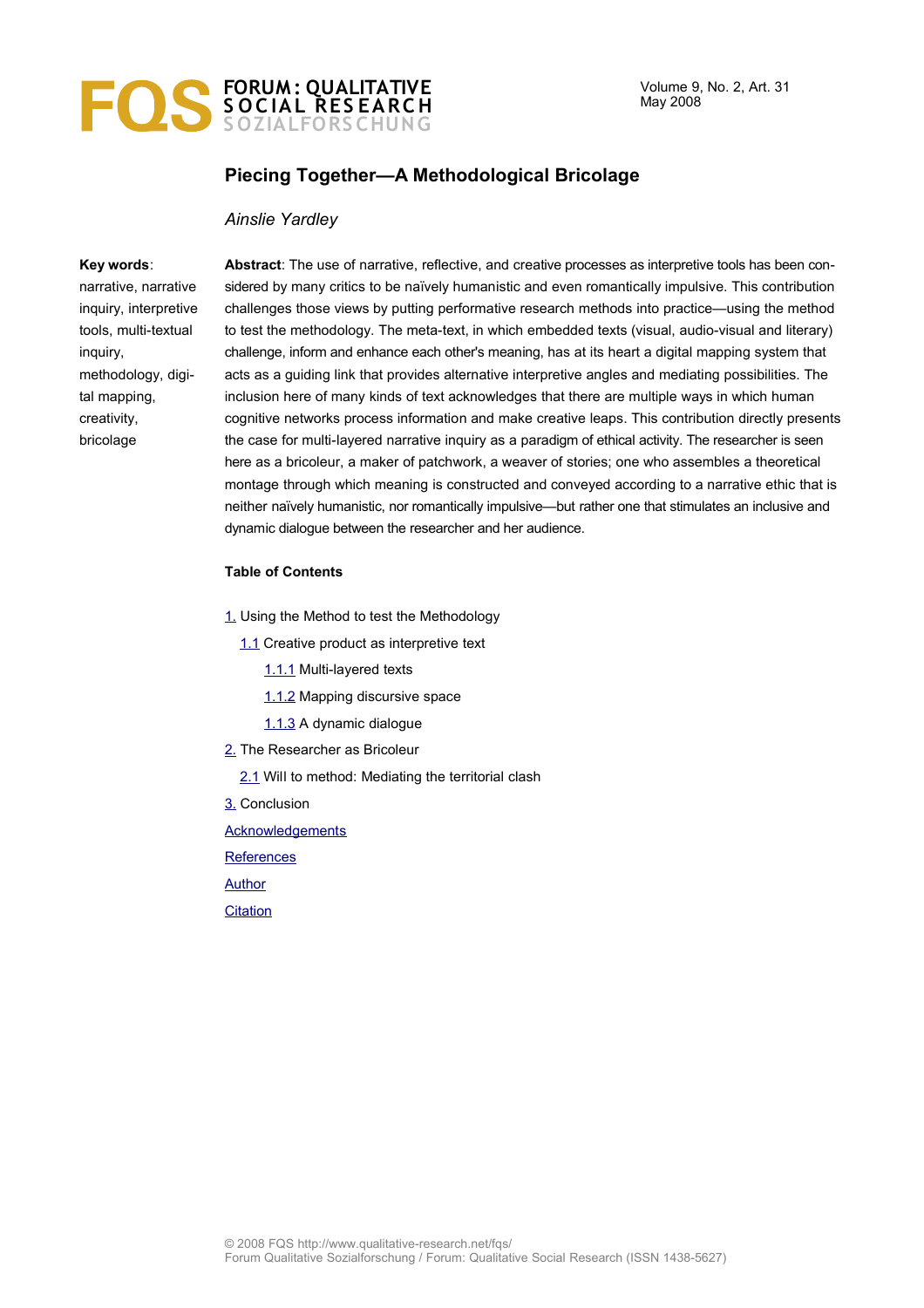# Piecing Together—A Methodological Bricolage

*Ainslie Yardley*

**Key words**: narrative, narrative inquiry, interpretive tools, multi-textual inquiry, methodology, digital mapping, creativity, bricolage

**Abstract**: The use of narrative, reflective, and creative processes as interpretive tools has been considered by many critics to be naïvely humanistic and even romantically impulsive. This contribution challenges those views by putting performative research methods into practice—using the method to test the methodology. The meta-text, in which embedded texts (visual, audio-visual and literary) challenge, inform and enhance each other's meaning, has at its heart a digital mapping system that acts as a guiding link that provides alternative interpretive angles and mediating possibilities. The inclusion here of many kinds of text acknowledges that there are multiple ways in which human cognitive networks process information and make creative leaps. This contribution directly presents the case for multi-layered narrative inquiry as a paradigm of ethical activity. The researcher is seen here as a bricoleur, a maker of patchwork, a weaver of stories; one who assembles a theoretical montage through which meaning is constructed and conveyed according to a narrative ethic that is neither naïvely humanistic, nor romantically impulsive—but rather one that stimulates an inclusive and dynamic dialogue between the researcher and her audience.

**Table of Contents**

1. Using the Method to test the Methodology
   - 1.1 Creative product as interpretive text
     - 1.1.1 Multi-layered texts
     - 1.1.2 Mapping discursive space
     - 1.1.3 A dynamic dialogue
2. The Researcher as Bricoleur
   - 2.1 Will to method: Mediating the territorial clash
3. Conclusion

Acknowledgements

References

Author

Citation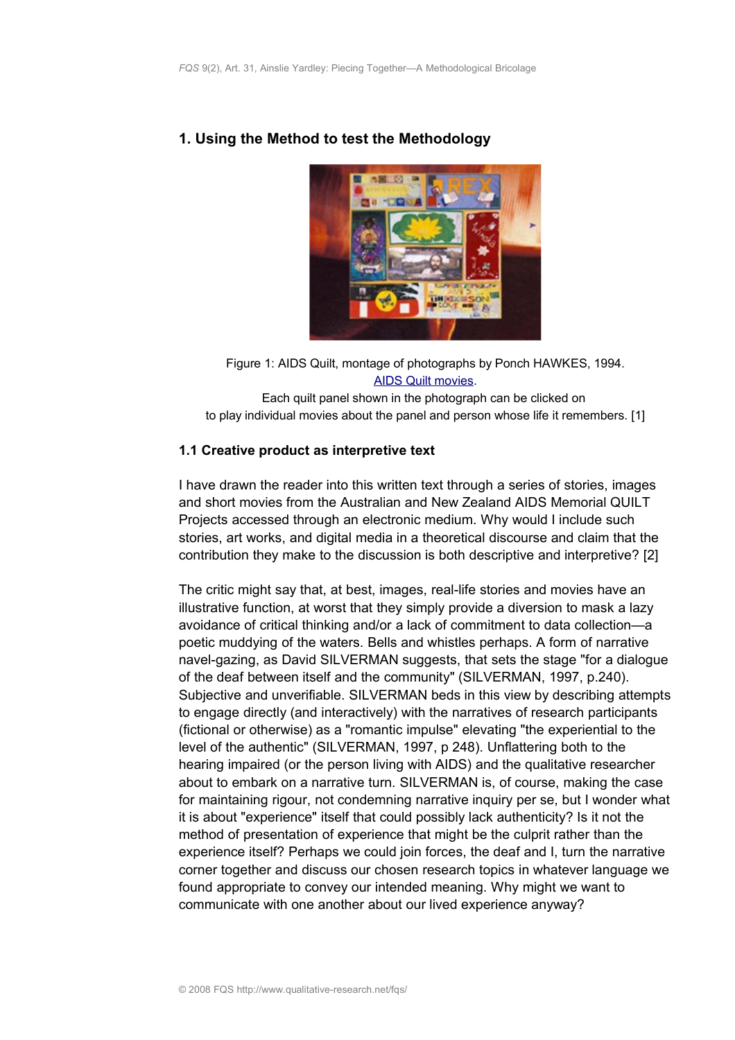## 1. Using the Method to test the Methodology

Figure 1: AIDS Quilt, montage of photographs by Ponch HAWKES, 1994.
AIDS Quilt movies.
Each quilt panel shown in the photograph can be clicked on
to play individual movies about the panel and person whose life it remembers. [1]

### 1.1 Creative product as interpretive text

I have drawn the reader into this written text through a series of stories, images and short movies from the Australian and New Zealand AIDS Memorial QUILT Projects accessed through an electronic medium. Why would I include such stories, art works, and digital media in a theoretical discourse and claim that the contribution they make to the discussion is both descriptive and interpretive? [2]

The critic might say that, at best, images, real-life stories and movies have an illustrative function, at worst that they simply provide a diversion to mask a lazy avoidance of critical thinking and/or a lack of commitment to data collection—a poetic muddying of the waters. Bells and whistles perhaps. A form of narrative navel-gazing, as David SILVERMAN suggests, that sets the stage "for a dialogue of the deaf between itself and the community" (SILVERMAN, 1997, p.240). Subjective and unverifiable. SILVERMAN beds in this view by describing attempts to engage directly (and interactively) with the narratives of research participants (fictional or otherwise) as a "romantic impulse" elevating "the experiential to the level of the authentic" (SILVERMAN, 1997, p 248). Unflattering both to the hearing impaired (or the person living with AIDS) and the qualitative researcher about to embark on a narrative turn. SILVERMAN is, of course, making the case for maintaining rigour, not condemning narrative inquiry per se, but I wonder what it is about "experience" itself that could possibly lack authenticity? Is it not the method of presentation of experience that might be the culprit rather than the experience itself? Perhaps we could join forces, the deaf and I, turn the narrative corner together and discuss our chosen research topics in whatever language we found appropriate to convey our intended meaning. Why might we want to communicate with one another about our lived experience anyway?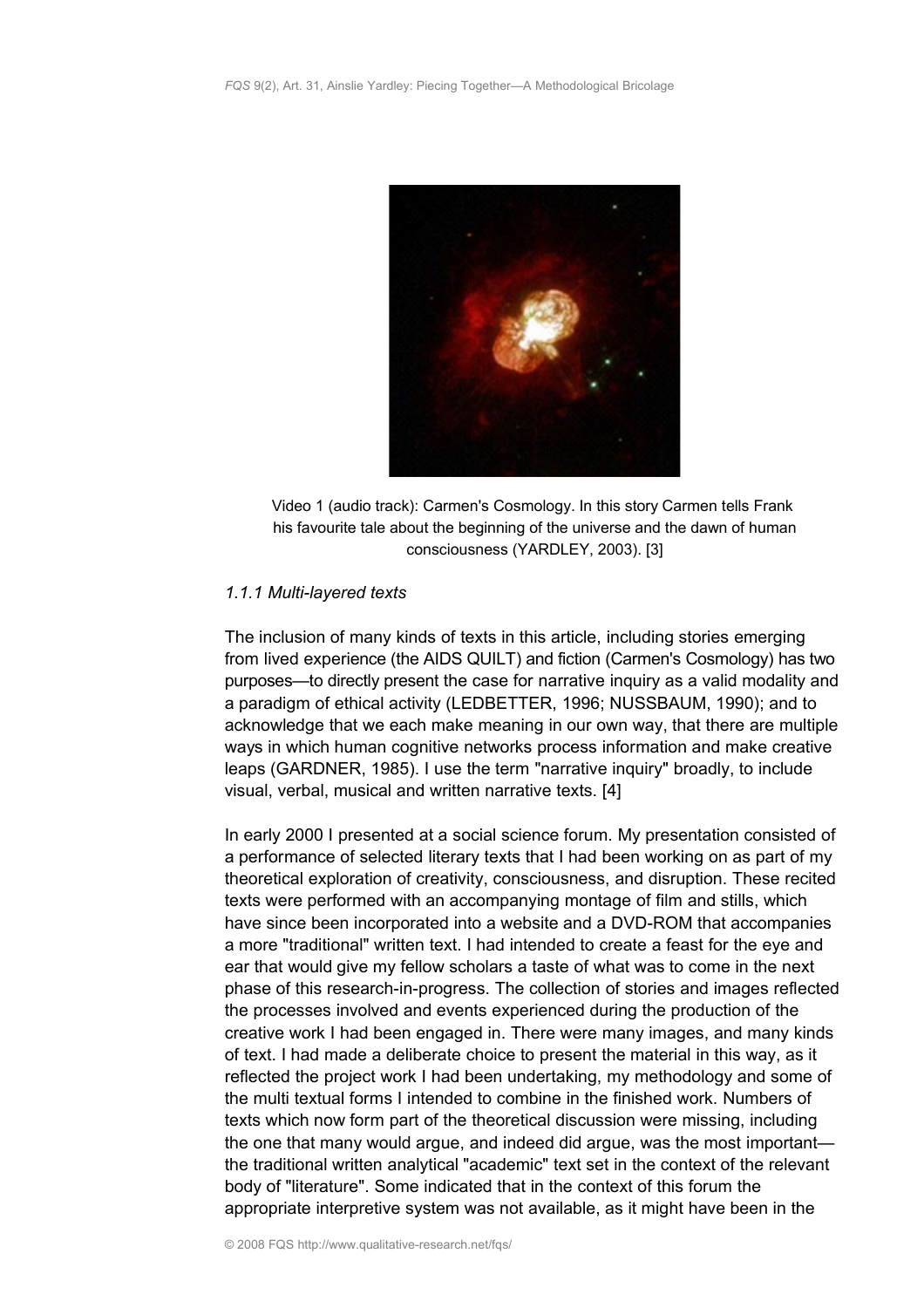Video 1 (audio track): Carmen's Cosmology. In this story Carmen tells Frank his favourite tale about the beginning of the universe and the dawn of human consciousness (YARDLEY, 2003). [3]

### *1.1.1 Multi-layered texts*

The inclusion of many kinds of texts in this article, including stories emerging from lived experience (the AIDS QUILT) and fiction (Carmen's Cosmology) has two purposes—to directly present the case for narrative inquiry as a valid modality and a paradigm of ethical activity (LEDBETTER, 1996; NUSSBAUM, 1990); and to acknowledge that we each make meaning in our own way, that there are multiple ways in which human cognitive networks process information and make creative leaps (GARDNER, 1985). I use the term "narrative inquiry" broadly, to include visual, verbal, musical and written narrative texts. [4]

In early 2000 I presented at a social science forum. My presentation consisted of a performance of selected literary texts that I had been working on as part of my theoretical exploration of creativity, consciousness, and disruption. These recited texts were performed with an accompanying montage of film and stills, which have since been incorporated into a website and a DVD-ROM that accompanies a more "traditional" written text. I had intended to create a feast for the eye and ear that would give my fellow scholars a taste of what was to come in the next phase of this research-in-progress. The collection of stories and images reflected the processes involved and events experienced during the production of the creative work I had been engaged in. There were many images, and many kinds of text. I had made a deliberate choice to present the material in this way, as it reflected the project work I had been undertaking, my methodology and some of the multi textual forms I intended to combine in the finished work. Numbers of texts which now form part of the theoretical discussion were missing, including the one that many would argue, and indeed did argue, was the most important—the traditional written analytical "academic" text set in the context of the relevant body of "literature". Some indicated that in the context of this forum the appropriate interpretive system was not available, as it might have been in the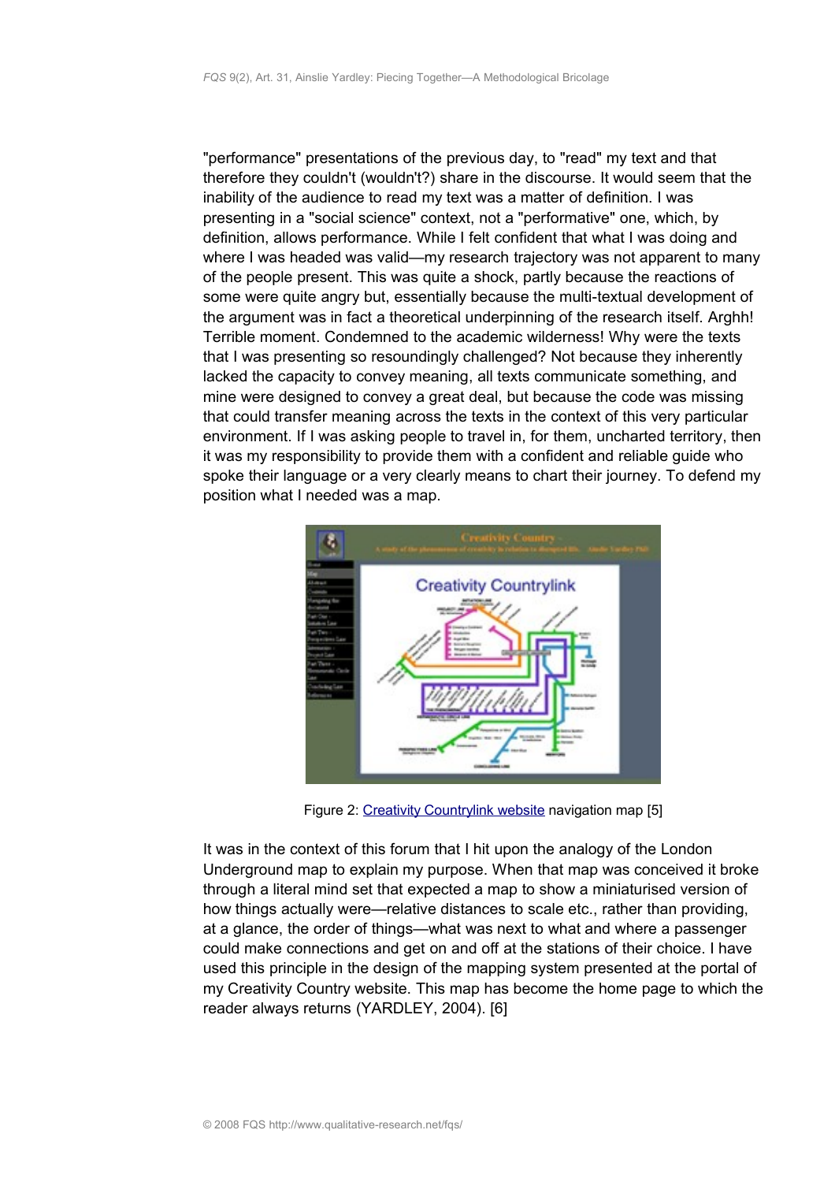"performance" presentations of the previous day, to "read" my text and that therefore they couldn't (wouldn't?) share in the discourse. It would seem that the inability of the audience to read my text was a matter of definition. I was presenting in a "social science" context, not a "performative" one, which, by definition, allows performance. While I felt confident that what I was doing and where I was headed was valid—my research trajectory was not apparent to many of the people present. This was quite a shock, partly because the reactions of some were quite angry but, essentially because the multi-textual development of the argument was in fact a theoretical underpinning of the research itself. Arghh! Terrible moment. Condemned to the academic wilderness! Why were the texts that I was presenting so resoundingly challenged? Not because they inherently lacked the capacity to convey meaning, all texts communicate something, and mine were designed to convey a great deal, but because the code was missing that could transfer meaning across the texts in the context of this very particular environment. If I was asking people to travel in, for them, uncharted territory, then it was my responsibility to provide them with a confident and reliable guide who spoke their language or a very clearly means to chart their journey. To defend my position what I needed was a map.

Figure 2: Creativity Countrylink website navigation map [5]

It was in the context of this forum that I hit upon the analogy of the London Underground map to explain my purpose. When that map was conceived it broke through a literal mind set that expected a map to show a miniaturised version of how things actually were—relative distances to scale etc., rather than providing, at a glance, the order of things—what was next to what and where a passenger could make connections and get on and off at the stations of their choice. I have used this principle in the design of the mapping system presented at the portal of my Creativity Country website. This map has become the home page to which the reader always returns (YARDLEY, 2004). [6]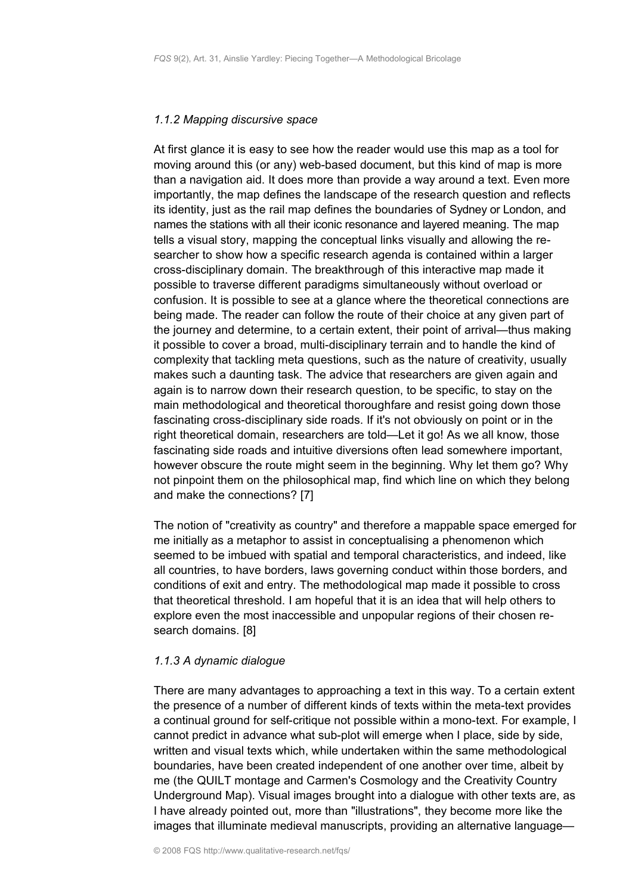#### *1.1.2 Mapping discursive space*

At first glance it is easy to see how the reader would use this map as a tool for moving around this (or any) web-based document, but this kind of map is more than a navigation aid. It does more than provide a way around a text. Even more importantly, the map defines the landscape of the research question and reflects its identity, just as the rail map defines the boundaries of Sydney or London, and names the stations with all their iconic resonance and layered meaning. The map tells a visual story, mapping the conceptual links visually and allowing the re-searcher to show how a specific research agenda is contained within a larger cross-disciplinary domain. The breakthrough of this interactive map made it possible to traverse different paradigms simultaneously without overload or confusion. It is possible to see at a glance where the theoretical connections are being made. The reader can follow the route of their choice at any given part of the journey and determine, to a certain extent, their point of arrival—thus making it possible to cover a broad, multi-disciplinary terrain and to handle the kind of complexity that tackling meta questions, such as the nature of creativity, usually makes such a daunting task. The advice that researchers are given again and again is to narrow down their research question, to be specific, to stay on the main methodological and theoretical thoroughfare and resist going down those fascinating cross-disciplinary side roads. If it's not obviously on point or in the right theoretical domain, researchers are told—Let it go! As we all know, those fascinating side roads and intuitive diversions often lead somewhere important, however obscure the route might seem in the beginning. Why let them go? Why not pinpoint them on the philosophical map, find which line on which they belong and make the connections? [7]

The notion of "creativity as country" and therefore a mappable space emerged for me initially as a metaphor to assist in conceptualising a phenomenon which seemed to be imbued with spatial and temporal characteristics, and indeed, like all countries, to have borders, laws governing conduct within those borders, and conditions of exit and entry. The methodological map made it possible to cross that theoretical threshold. I am hopeful that it is an idea that will help others to explore even the most inaccessible and unpopular regions of their chosen re-search domains. [8]

#### *1.1.3 A dynamic dialogue*

There are many advantages to approaching a text in this way. To a certain extent the presence of a number of different kinds of texts within the meta-text provides a continual ground for self-critique not possible within a mono-text. For example, I cannot predict in advance what sub-plot will emerge when I place, side by side, written and visual texts which, while undertaken within the same methodological boundaries, have been created independent of one another over time, albeit by me (the QUILT montage and Carmen's Cosmology and the Creativity Country Underground Map). Visual images brought into a dialogue with other texts are, as I have already pointed out, more than "illustrations", they become more like the images that illuminate medieval manuscripts, providing an alternative language—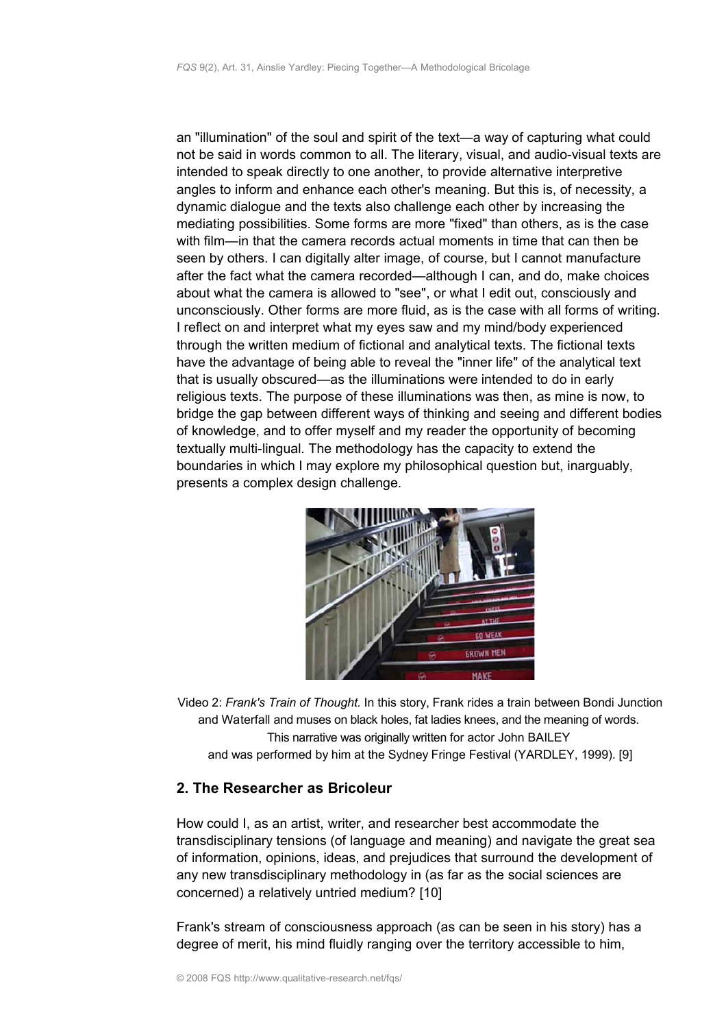an "illumination" of the soul and spirit of the text—a way of capturing what could not be said in words common to all. The literary, visual, and audio-visual texts are intended to speak directly to one another, to provide alternative interpretive angles to inform and enhance each other's meaning. But this is, of necessity, a dynamic dialogue and the texts also challenge each other by increasing the mediating possibilities. Some forms are more "fixed" than others, as is the case with film—in that the camera records actual moments in time that can then be seen by others. I can digitally alter image, of course, but I cannot manufacture after the fact what the camera recorded—although I can, and do, make choices about what the camera is allowed to "see", or what I edit out, consciously and unconsciously. Other forms are more fluid, as is the case with all forms of writing. I reflect on and interpret what my eyes saw and my mind/body experienced through the written medium of fictional and analytical texts. The fictional texts have the advantage of being able to reveal the "inner life" of the analytical text that is usually obscured—as the illuminations were intended to do in early religious texts. The purpose of these illuminations was then, as mine is now, to bridge the gap between different ways of thinking and seeing and different bodies of knowledge, and to offer myself and my reader the opportunity of becoming textually multi-lingual. The methodology has the capacity to extend the boundaries in which I may explore my philosophical question but, inarguably, presents a complex design challenge.

Video 2: *Frank's Train of Thought.* In this story, Frank rides a train between Bondi Junction and Waterfall and muses on black holes, fat ladies knees, and the meaning of words. This narrative was originally written for actor John BAILEY and was performed by him at the Sydney Fringe Festival (YARDLEY, 1999). [9]

## 2. The Researcher as Bricoleur

How could I, as an artist, writer, and researcher best accommodate the transdisciplinary tensions (of language and meaning) and navigate the great sea of information, opinions, ideas, and prejudices that surround the development of any new transdisciplinary methodology in (as far as the social sciences are concerned) a relatively untried medium? [10]

Frank's stream of consciousness approach (as can be seen in his story) has a degree of merit, his mind fluidly ranging over the territory accessible to him,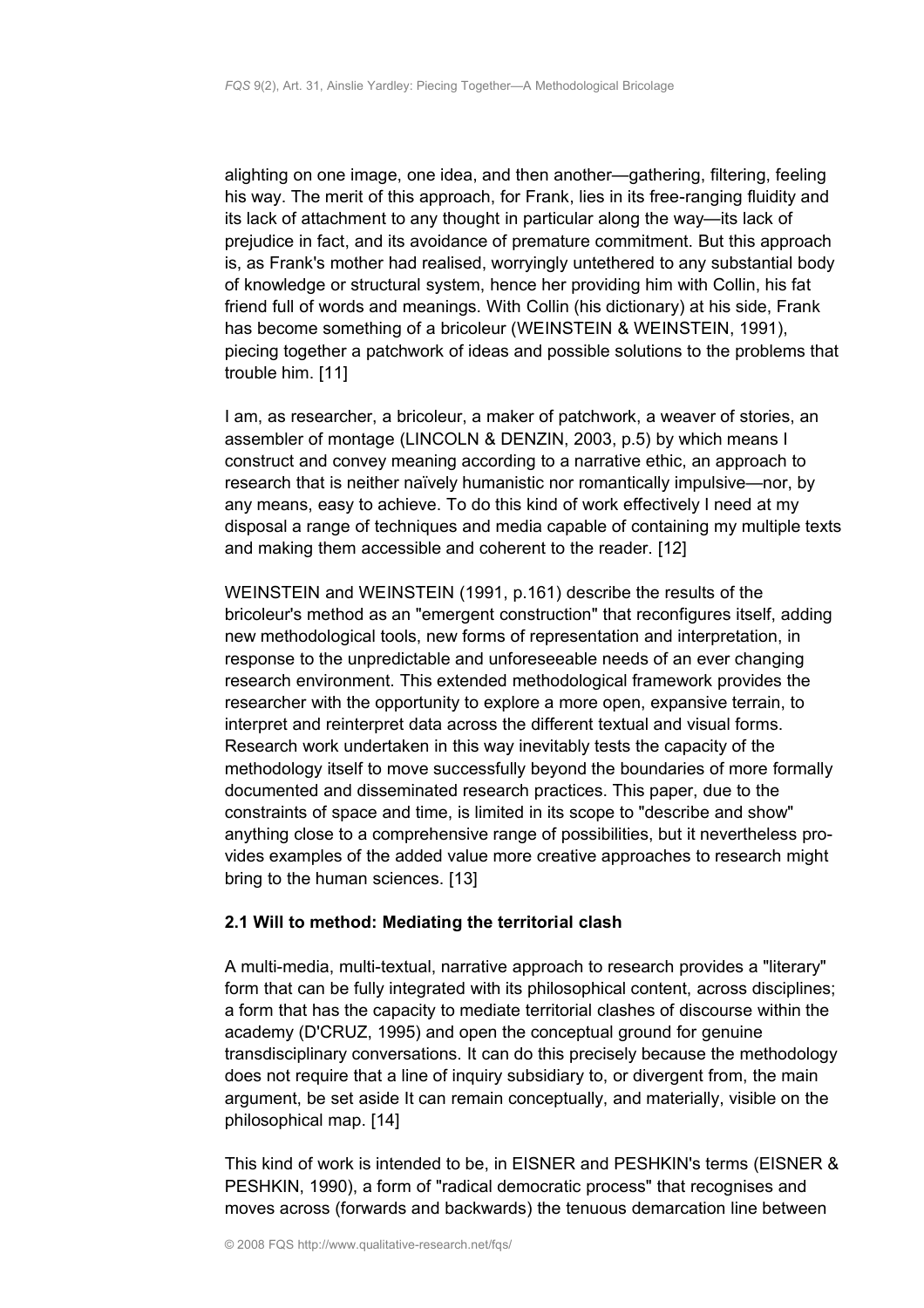alighting on one image, one idea, and then another—gathering, filtering, feeling his way. The merit of this approach, for Frank, lies in its free-ranging fluidity and its lack of attachment to any thought in particular along the way—its lack of prejudice in fact, and its avoidance of premature commitment. But this approach is, as Frank's mother had realised, worryingly untethered to any substantial body of knowledge or structural system, hence her providing him with Collin, his fat friend full of words and meanings. With Collin (his dictionary) at his side, Frank has become something of a bricoleur (WEINSTEIN & WEINSTEIN, 1991), piecing together a patchwork of ideas and possible solutions to the problems that trouble him. [11]

I am, as researcher, a bricoleur, a maker of patchwork, a weaver of stories, an assembler of montage (LINCOLN & DENZIN, 2003, p.5) by which means I construct and convey meaning according to a narrative ethic, an approach to research that is neither naïvely humanistic nor romantically impulsive—nor, by any means, easy to achieve. To do this kind of work effectively I need at my disposal a range of techniques and media capable of containing my multiple texts and making them accessible and coherent to the reader. [12]

WEINSTEIN and WEINSTEIN (1991, p.161) describe the results of the bricoleur's method as an "emergent construction" that reconfigures itself, adding new methodological tools, new forms of representation and interpretation, in response to the unpredictable and unforeseeable needs of an ever changing research environment. This extended methodological framework provides the researcher with the opportunity to explore a more open, expansive terrain, to interpret and reinterpret data across the different textual and visual forms. Research work undertaken in this way inevitably tests the capacity of the methodology itself to move successfully beyond the boundaries of more formally documented and disseminated research practices. This paper, due to the constraints of space and time, is limited in its scope to "describe and show" anything close to a comprehensive range of possibilities, but it nevertheless provides examples of the added value more creative approaches to research might bring to the human sciences. [13]

### 2.1 Will to method: Mediating the territorial clash

A multi-media, multi-textual, narrative approach to research provides a "literary" form that can be fully integrated with its philosophical content, across disciplines; a form that has the capacity to mediate territorial clashes of discourse within the academy (D'CRUZ, 1995) and open the conceptual ground for genuine transdisciplinary conversations. It can do this precisely because the methodology does not require that a line of inquiry subsidiary to, or divergent from, the main argument, be set aside It can remain conceptually, and materially, visible on the philosophical map. [14]

This kind of work is intended to be, in EISNER and PESHKIN's terms (EISNER & PESHKIN, 1990), a form of "radical democratic process" that recognises and moves across (forwards and backwards) the tenuous demarcation line between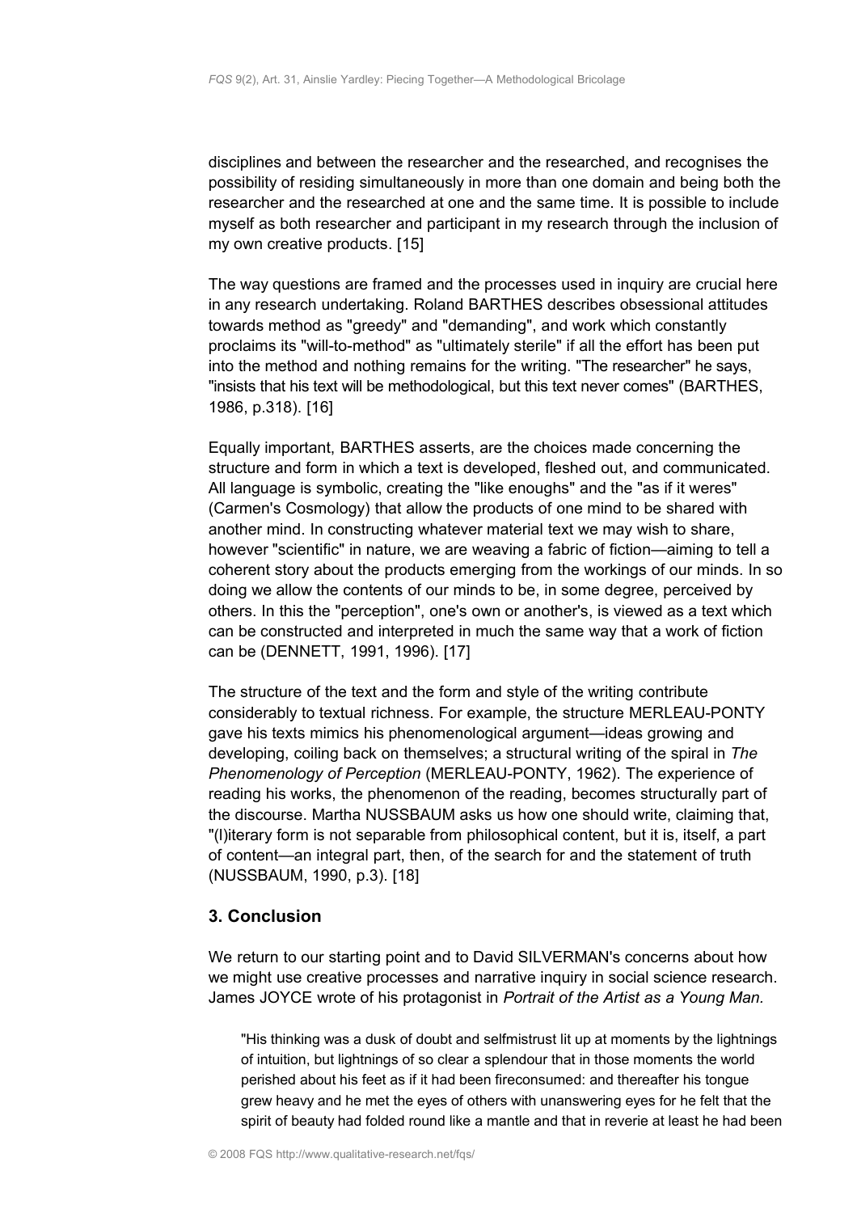disciplines and between the researcher and the researched, and recognises the possibility of residing simultaneously in more than one domain and being both the researcher and the researched at one and the same time. It is possible to include myself as both researcher and participant in my research through the inclusion of my own creative products. [15]

The way questions are framed and the processes used in inquiry are crucial here in any research undertaking. Roland BARTHES describes obsessional attitudes towards method as "greedy" and "demanding", and work which constantly proclaims its "will-to-method" as "ultimately sterile" if all the effort has been put into the method and nothing remains for the writing. "The researcher" he says, "insists that his text will be methodological, but this text never comes" (BARTHES, 1986, p.318). [16]

Equally important, BARTHES asserts, are the choices made concerning the structure and form in which a text is developed, fleshed out, and communicated. All language is symbolic, creating the "like enoughs" and the "as if it weres" (Carmen's Cosmology) that allow the products of one mind to be shared with another mind. In constructing whatever material text we may wish to share, however "scientific" in nature, we are weaving a fabric of fiction—aiming to tell a coherent story about the products emerging from the workings of our minds. In so doing we allow the contents of our minds to be, in some degree, perceived by others. In this the "perception", one's own or another's, is viewed as a text which can be constructed and interpreted in much the same way that a work of fiction can be (DENNETT, 1991, 1996). [17]

The structure of the text and the form and style of the writing contribute considerably to textual richness. For example, the structure MERLEAU-PONTY gave his texts mimics his phenomenological argument—ideas growing and developing, coiling back on themselves; a structural writing of the spiral in *The Phenomenology of Perception* (MERLEAU-PONTY, 1962). The experience of reading his works, the phenomenon of the reading, becomes structurally part of the discourse. Martha NUSSBAUM asks us how one should write, claiming that, "(l)iterary form is not separable from philosophical content, but it is, itself, a part of content—an integral part, then, of the search for and the statement of truth (NUSSBAUM, 1990, p.3). [18]

## 3. Conclusion

We return to our starting point and to David SILVERMAN's concerns about how we might use creative processes and narrative inquiry in social science research. James JOYCE wrote of his protagonist in *Portrait of the Artist as a Young Man.*

> "His thinking was a dusk of doubt and selfmistrust lit up at moments by the lightnings of intuition, but lightnings of so clear a splendour that in those moments the world perished about his feet as if it had been fireconsumed: and thereafter his tongue grew heavy and he met the eyes of others with unanswering eyes for he felt that the spirit of beauty had folded round like a mantle and that in reverie at least he had been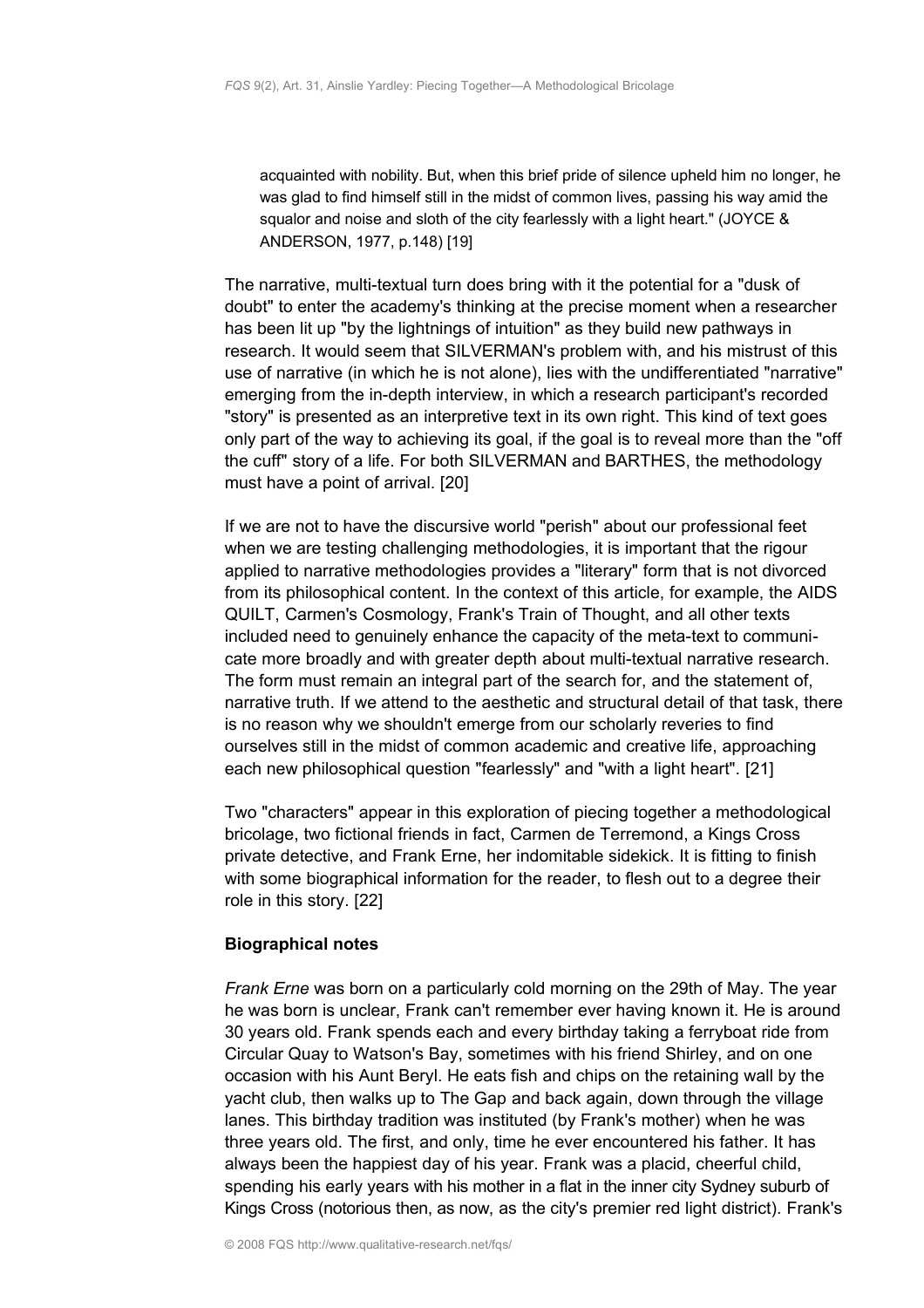> acquainted with nobility. But, when this brief pride of silence upheld him no longer, he was glad to find himself still in the midst of common lives, passing his way amid the squalor and noise and sloth of the city fearlessly with a light heart." (JOYCE & ANDERSON, 1977, p.148) [19]

The narrative, multi-textual turn does bring with it the potential for a "dusk of doubt" to enter the academy's thinking at the precise moment when a researcher has been lit up "by the lightnings of intuition" as they build new pathways in research. It would seem that SILVERMAN's problem with, and his mistrust of this use of narrative (in which he is not alone), lies with the undifferentiated "narrative" emerging from the in-depth interview, in which a research participant's recorded "story" is presented as an interpretive text in its own right. This kind of text goes only part of the way to achieving its goal, if the goal is to reveal more than the "off the cuff" story of a life. For both SILVERMAN and BARTHES, the methodology must have a point of arrival. [20]

If we are not to have the discursive world "perish" about our professional feet when we are testing challenging methodologies, it is important that the rigour applied to narrative methodologies provides a "literary" form that is not divorced from its philosophical content. In the context of this article, for example, the AIDS QUILT, Carmen's Cosmology, Frank's Train of Thought, and all other texts included need to genuinely enhance the capacity of the meta-text to communicate more broadly and with greater depth about multi-textual narrative research. The form must remain an integral part of the search for, and the statement of, narrative truth. If we attend to the aesthetic and structural detail of that task, there is no reason why we shouldn't emerge from our scholarly reveries to find ourselves still in the midst of common academic and creative life, approaching each new philosophical question "fearlessly" and "with a light heart". [21]

Two "characters" appear in this exploration of piecing together a methodological bricolage, two fictional friends in fact, Carmen de Terremond, a Kings Cross private detective, and Frank Erne, her indomitable sidekick. It is fitting to finish with some biographical information for the reader, to flesh out to a degree their role in this story. [22]

### Biographical notes

*Frank Erne* was born on a particularly cold morning on the 29th of May. The year he was born is unclear, Frank can't remember ever having known it. He is around 30 years old. Frank spends each and every birthday taking a ferryboat ride from Circular Quay to Watson's Bay, sometimes with his friend Shirley, and on one occasion with his Aunt Beryl. He eats fish and chips on the retaining wall by the yacht club, then walks up to The Gap and back again, down through the village lanes. This birthday tradition was instituted (by Frank's mother) when he was three years old. The first, and only, time he ever encountered his father. It has always been the happiest day of his year. Frank was a placid, cheerful child, spending his early years with his mother in a flat in the inner city Sydney suburb of Kings Cross (notorious then, as now, as the city's premier red light district). Frank's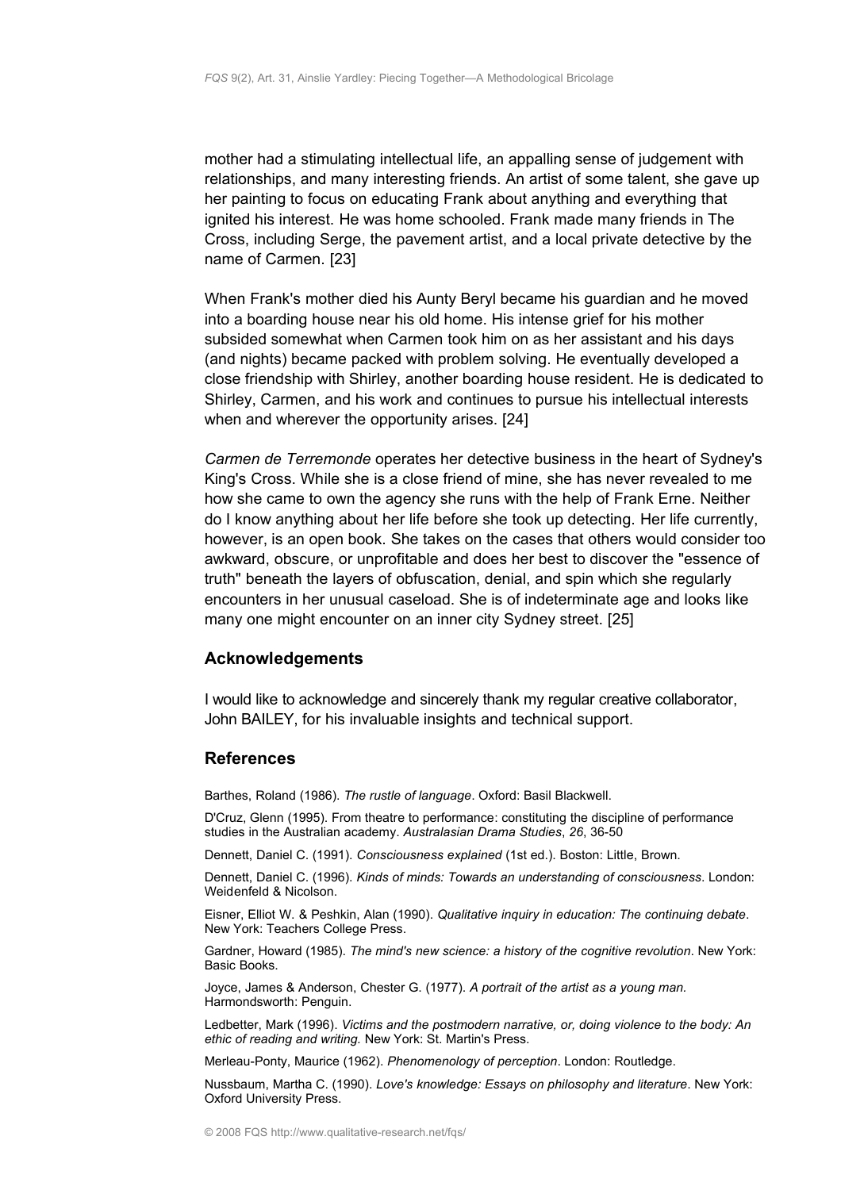mother had a stimulating intellectual life, an appalling sense of judgement with relationships, and many interesting friends. An artist of some talent, she gave up her painting to focus on educating Frank about anything and everything that ignited his interest. He was home schooled. Frank made many friends in The Cross, including Serge, the pavement artist, and a local private detective by the name of Carmen. [23]

When Frank's mother died his Aunty Beryl became his guardian and he moved into a boarding house near his old home. His intense grief for his mother subsided somewhat when Carmen took him on as her assistant and his days (and nights) became packed with problem solving. He eventually developed a close friendship with Shirley, another boarding house resident. He is dedicated to Shirley, Carmen, and his work and continues to pursue his intellectual interests when and wherever the opportunity arises. [24]

*Carmen de Terremonde* operates her detective business in the heart of Sydney's King's Cross. While she is a close friend of mine, she has never revealed to me how she came to own the agency she runs with the help of Frank Erne. Neither do I know anything about her life before she took up detecting. Her life currently, however, is an open book. She takes on the cases that others would consider too awkward, obscure, or unprofitable and does her best to discover the "essence of truth" beneath the layers of obfuscation, denial, and spin which she regularly encounters in her unusual caseload. She is of indeterminate age and looks like many one might encounter on an inner city Sydney street. [25]

## Acknowledgements

I would like to acknowledge and sincerely thank my regular creative collaborator, John BAILEY, for his invaluable insights and technical support.

## References

Barthes, Roland (1986). *The rustle of language*. Oxford: Basil Blackwell.

D'Cruz, Glenn (1995). From theatre to performance: constituting the discipline of performance studies in the Australian academy. *Australasian Drama Studies*, *26*, 36-50

Dennett, Daniel C. (1991). *Consciousness explained* (1st ed.). Boston: Little, Brown.

Dennett, Daniel C. (1996). *Kinds of minds: Towards an understanding of consciousness*. London: Weidenfeld & Nicolson.

Eisner, Elliot W. & Peshkin, Alan (1990). *Qualitative inquiry in education: The continuing debate*. New York: Teachers College Press.

Gardner, Howard (1985). *The mind's new science: a history of the cognitive revolution*. New York: Basic Books.

Joyce, James & Anderson, Chester G. (1977). *A portrait of the artist as a young man.* Harmondsworth: Penguin.

Ledbetter, Mark (1996). *Victims and the postmodern narrative, or, doing violence to the body: An ethic of reading and writing.* New York: St. Martin's Press.

Merleau-Ponty, Maurice (1962). *Phenomenology of perception*. London: Routledge.

Nussbaum, Martha C. (1990). *Love's knowledge: Essays on philosophy and literature*. New York: Oxford University Press.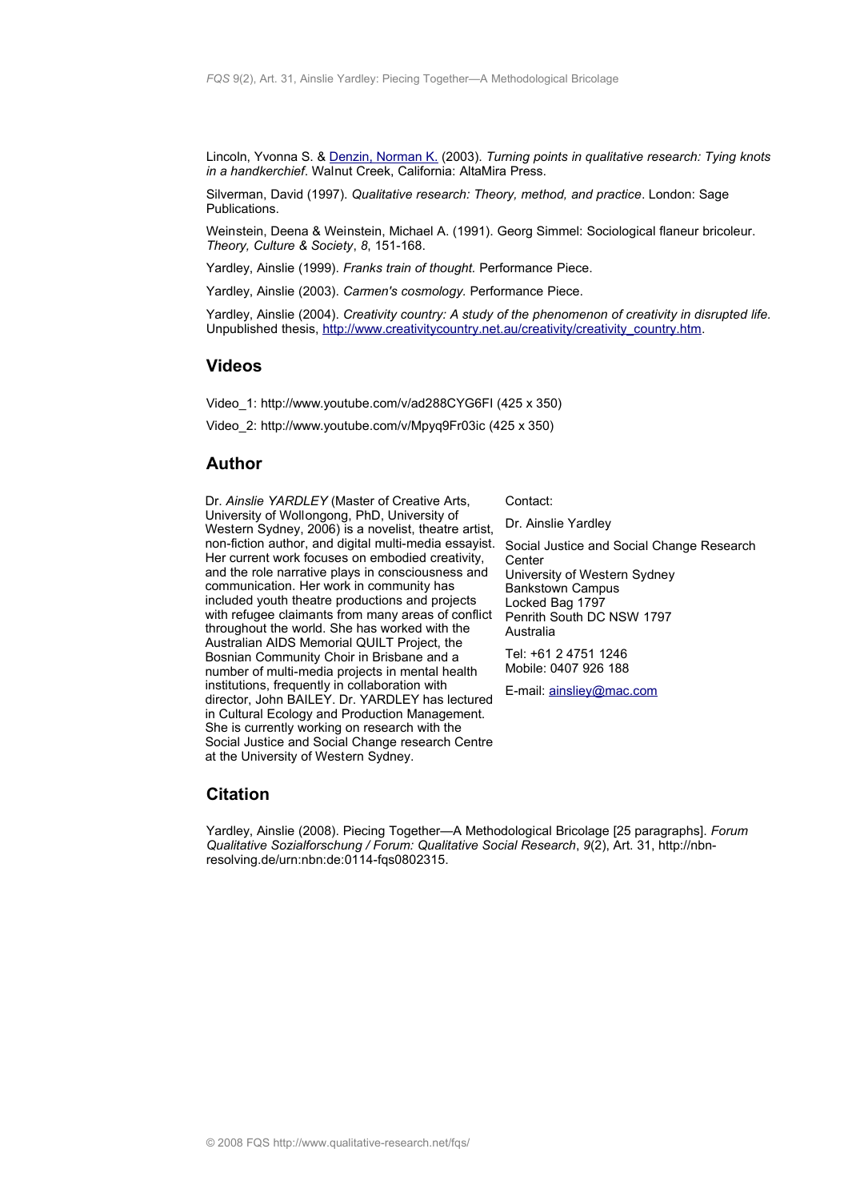Lincoln, Yvonna S. & Denzin, Norman K. (2003). *Turning points in qualitative research: Tying knots in a handkerchief*. Walnut Creek, California: AltaMira Press.

Silverman, David (1997). *Qualitative research: Theory, method, and practice*. London: Sage Publications.

Weinstein, Deena & Weinstein, Michael A. (1991). Georg Simmel: Sociological flaneur bricoleur. *Theory, Culture & Society*, *8*, 151-168.

Yardley, Ainslie (1999). *Franks train of thought.* Performance Piece.

Yardley, Ainslie (2003). *Carmen's cosmology.* Performance Piece.

Yardley, Ainslie (2004). *Creativity country: A study of the phenomenon of creativity in disrupted life.* Unpublished thesis, http://www.creativitycountry.net.au/creativity/creativity_country.htm.

## Videos

Video_1: http://www.youtube.com/v/ad288CYG6FI (425 x 350)

Video_2: http://www.youtube.com/v/Mpyq9Fr03ic (425 x 350)

## Author

Dr. *Ainslie YARDLEY* (Master of Creative Arts, University of Wollongong, PhD, University of Western Sydney, 2006) is a novelist, theatre artist, non-fiction author, and digital multi-media essayist. Her current work focuses on embodied creativity, and the role narrative plays in consciousness and communication. Her work in community has included youth theatre productions and projects with refugee claimants from many areas of conflict throughout the world. She has worked with the Australian AIDS Memorial QUILT Project, the Bosnian Community Choir in Brisbane and a number of multi-media projects in mental health institutions, frequently in collaboration with director, John BAILEY. Dr. YARDLEY has lectured in Cultural Ecology and Production Management. She is currently working on research with the Social Justice and Social Change research Centre at the University of Western Sydney.

Contact:

Dr. Ainslie Yardley

Social Justice and Social Change Research Center
University of Western Sydney
Bankstown Campus
Locked Bag 1797
Penrith South DC NSW 1797
Australia

Tel: +61 2 4751 1246
Mobile: 0407 926 188

E-mail: ainsliey@mac.com

## Citation

Yardley, Ainslie (2008). Piecing Together—A Methodological Bricolage [25 paragraphs]. *Forum Qualitative Sozialforschung / Forum: Qualitative Social Research*, *9*(2), Art. 31, http://nbn-resolving.de/urn:nbn:de:0114-fqs0802315.